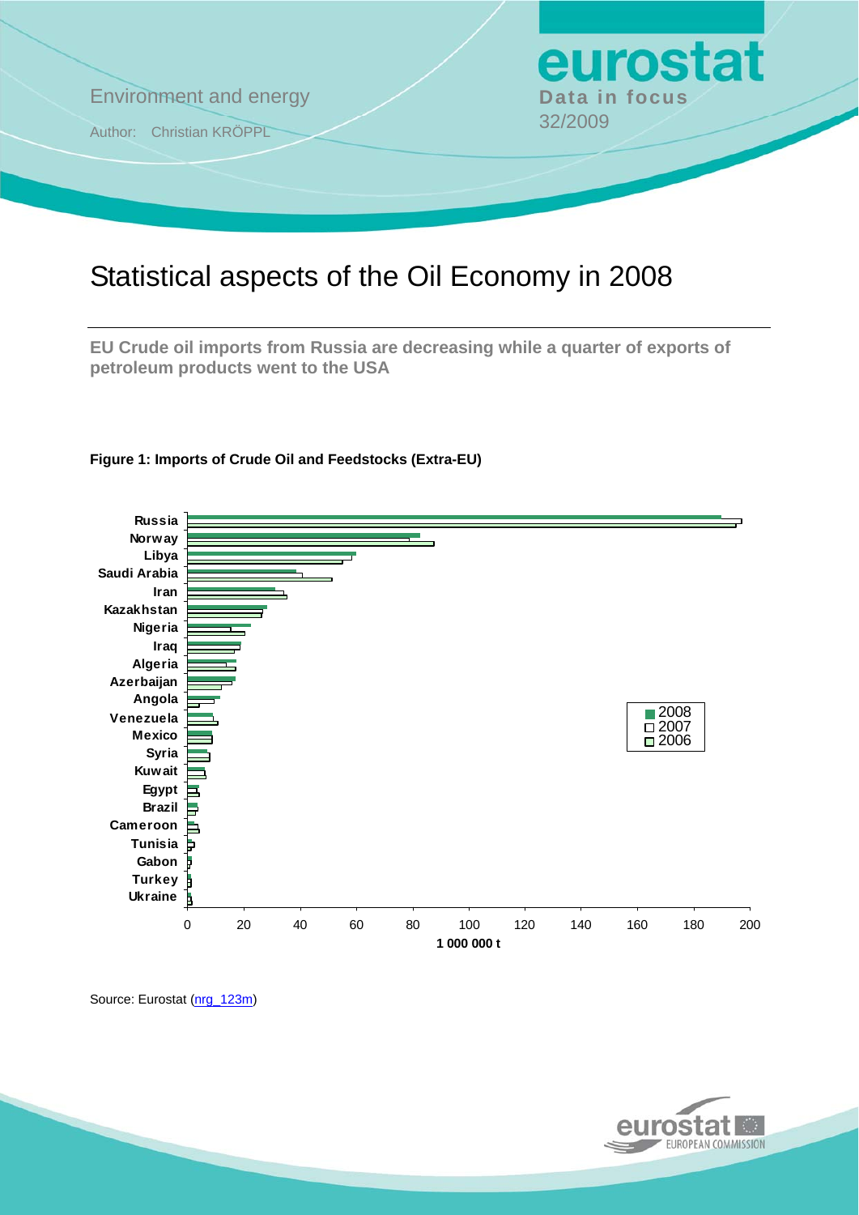Environment and energy

Author: Christian KRÖPPL

**eurostat**

**Data in focus**

32/2009

# Statistical aspects of the Oil Economy in 2008

**EU Crude oil imports from Russia are decreasing while a quarter of exports of petroleum products went to the USA**

**Figure 1: Imports of Crude Oil and Feedstocks (Extra-EU)**

Source: Eurostat (nrg_123m)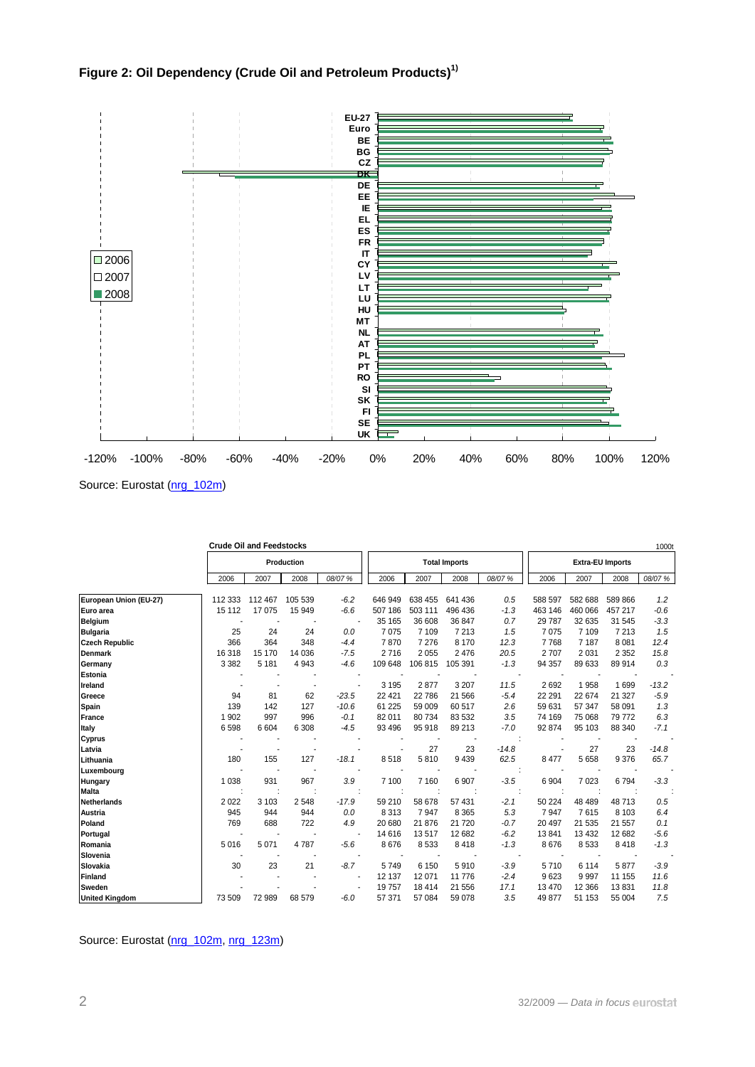## Figure 2: Oil Dependency (Crude Oil and Petroleum Products)[1)]

Source: Eurostat (nrg_102m)

**Crude Oil and Feedstocks** — 1000t

| | Production | | | | Total Imports | | | | Extra-EU Imports | | | |
|---|---|---|---|---|---|---|---|---|---|---|---|---|
| | 2006 | 2007 | 2008 | *08/07 %* | 2006 | 2007 | 2008 | *08/07 %* | 2006 | 2007 | 2008 | *08/07 %* |
| **European Union (EU-27)** | 112 333 | 112 467 | 105 539 | *-6.2* | 646 949 | 638 455 | 641 436 | *0.5* | 588 597 | 582 688 | 589 866 | *1.2* |
| **Euro area** | 15 112 | 17 075 | 15 949 | *-6.6* | 507 186 | 503 111 | 496 436 | *-1.3* | 463 146 | 460 066 | 457 217 | *-0.6* |
| **Belgium** | - | - | - | *-* | 35 165 | 36 608 | 36 847 | *0.7* | 29 787 | 32 635 | 31 545 | *-3.3* |
| **Bulgaria** | 25 | 24 | 24 | *0.0* | 7 075 | 7 109 | 7 213 | *1.5* | 7 075 | 7 109 | 7 213 | *1.5* |
| **Czech Republic** | 366 | 364 | 348 | *-4.4* | 7 870 | 7 276 | 8 170 | *12.3* | 7 768 | 7 187 | 8 081 | *12.4* |
| **Denmark** | 16 318 | 15 170 | 14 036 | *-7.5* | 2 716 | 2 055 | 2 476 | *20.5* | 2 707 | 2 031 | 2 352 | *15.8* |
| **Germany** | 3 382 | 5 181 | 4 943 | *-4.6* | 109 648 | 106 815 | 105 391 | *-1.3* | 94 357 | 89 633 | 89 914 | *0.3* |
| **Estonia** | - | - | - | *-* | - | - | - | *-* | - | - | - | *-* |
| **Ireland** | - | - | - | *-* | 3 195 | 2 877 | 3 207 | *11.5* | 2 692 | 1 958 | 1 699 | *-13.2* |
| **Greece** | 94 | 81 | 62 | *-23.5* | 22 421 | 22 786 | 21 566 | *-5.4* | 22 291 | 22 674 | 21 327 | *-5.9* |
| **Spain** | 139 | 142 | 127 | *-10.6* | 61 225 | 59 009 | 60 517 | *2.6* | 59 631 | 57 347 | 58 091 | *1.3* |
| **France** | 1 902 | 997 | 996 | *-0.1* | 82 011 | 80 734 | 83 532 | *3.5* | 74 169 | 75 068 | 79 772 | *6.3* |
| **Italy** | 6 598 | 6 604 | 6 308 | *-4.5* | 93 496 | 95 918 | 89 213 | *-7.0* | 92 874 | 95 103 | 88 340 | *-7.1* |
| **Cyprus** | - | - | - | *-* | - | - | - | *:* | - | - | - | *-* |
| **Latvia** | - | - | - | *-* | - | 27 | 23 | *-14.8* | - | 27 | 23 | *-14.8* |
| **Lithuania** | 180 | 155 | 127 | *-18.1* | 8 518 | 5 810 | 9 439 | *62.5* | 8 477 | 5 658 | 9 376 | *65.7* |
| **Luxembourg** | - | - | - | *-* | - | - | - | *:* | - | - | - | *-* |
| **Hungary** | 1 038 | 931 | 967 | *3.9* | 7 100 | 7 160 | 6 907 | *-3.5* | 6 904 | 7 023 | 6 794 | *-3.3* |
| **Malta** | : | : | : | *:* | : | : | : | *:* | : | : | : | *:* |
| **Netherlands** | 2 022 | 3 103 | 2 548 | *-17.9* | 59 210 | 58 678 | 57 431 | *-2.1* | 50 224 | 48 489 | 48 713 | *0.5* |
| **Austria** | 945 | 944 | 944 | *0.0* | 8 313 | 7 947 | 8 365 | *5.3* | 7 947 | 7 615 | 8 103 | *6.4* |
| **Poland** | 769 | 688 | 722 | *4.9* | 20 680 | 21 876 | 21 720 | *-0.7* | 20 497 | 21 535 | 21 557 | *0.1* |
| **Portugal** | - | - | - | *-* | 14 616 | 13 517 | 12 682 | *-6.2* | 13 841 | 13 432 | 12 682 | *-5.6* |
| **Romania** | 5 016 | 5 071 | 4 787 | *-5.6* | 8 676 | 8 533 | 8 418 | *-1.3* | 8 676 | 8 533 | 8 418 | *-1.3* |
| **Slovenia** | - | - | - | *-* | - | - | - | *-* | - | - | - | *-* |
| **Slovakia** | 30 | 23 | 21 | *-8.7* | 5 749 | 6 150 | 5 910 | *-3.9* | 5 710 | 6 114 | 5 877 | *-3.9* |
| **Finland** | - | - | - | *-* | 12 137 | 12 071 | 11 776 | *-2.4* | 9 623 | 9 997 | 11 155 | *11.6* |
| **Sweden** | - | - | - | *-* | 19 757 | 18 414 | 21 556 | *17.1* | 13 470 | 12 366 | 13 831 | *11.8* |
| **United Kingdom** | 73 509 | 72 989 | 68 579 | *-6.0* | 57 371 | 57 084 | 59 078 | *3.5* | 49 877 | 51 153 | 55 004 | *7.5* |

Source: Eurostat (nrg_102m, nrg_123m)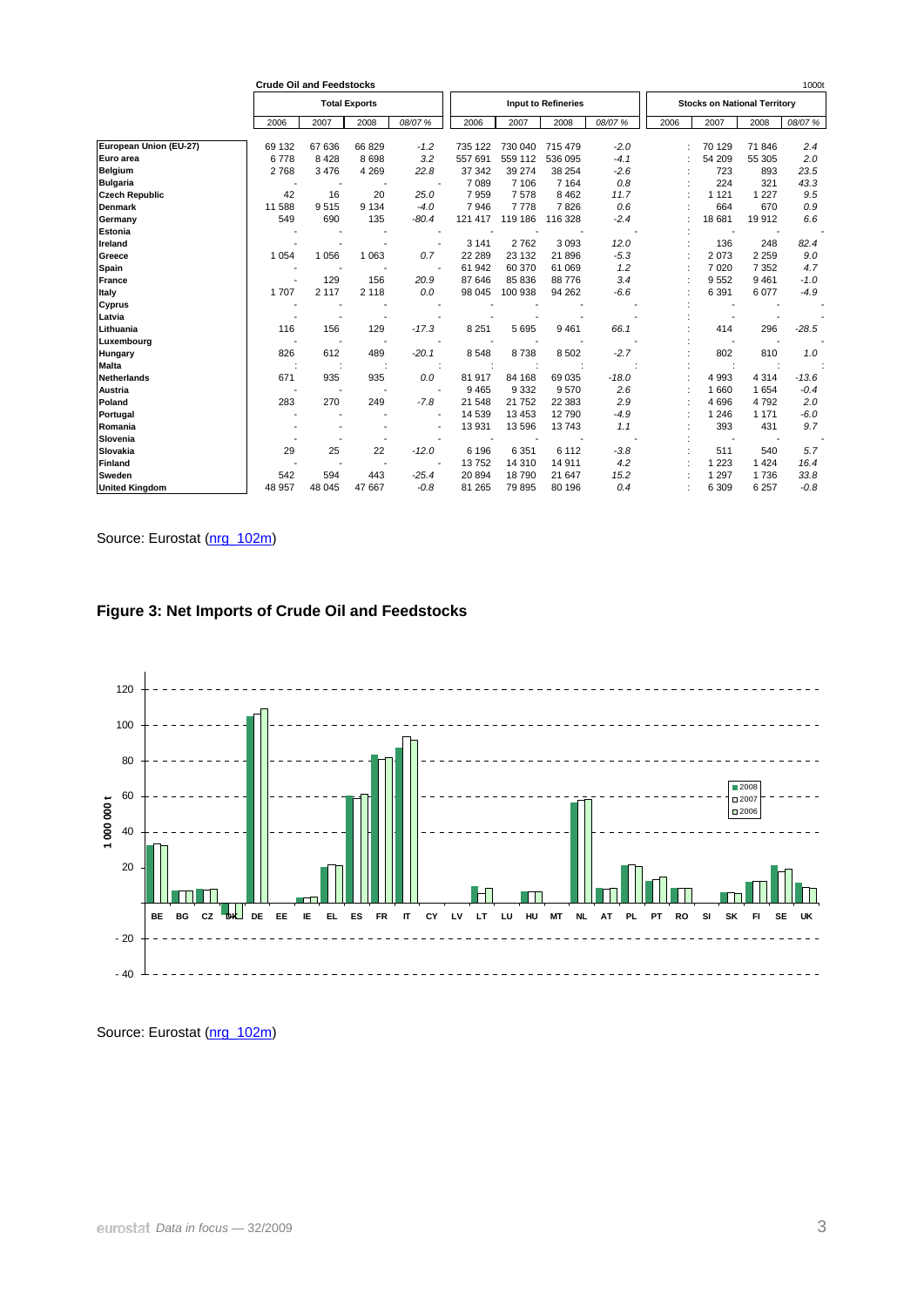**Crude Oil and Feedstocks** 1000t

| | Total Exports | | | | Input to Refineries | | | | Stocks on National Territory | | | |
|---|---|---|---|---|---|---|---|---|---|---|---|---|
| | 2006 | 2007 | 2008 | 08/07 % | 2006 | 2007 | 2008 | 08/07 % | 2006 | 2007 | 2008 | 08/07 % |
| European Union (EU-27) | 69 132 | 67 636 | 66 829 | -1.2 | 735 122 | 730 040 | 715 479 | -2.0 | : | 70 129 | 71 846 | 2.4 |
| Euro area | 6 778 | 8 428 | 8 698 | 3.2 | 557 691 | 559 112 | 536 095 | -4.1 | : | 54 209 | 55 305 | 2.0 |
| Belgium | 2 768 | 3 476 | 4 269 | 22.8 | 37 342 | 39 274 | 38 254 | -2.6 | : | 723 | 893 | 23.5 |
| Bulgaria | - | - | - | - | 7 089 | 7 106 | 7 164 | 0.8 | : | 224 | 321 | 43.3 |
| Czech Republic | 42 | 16 | 20 | 25.0 | 7 959 | 7 578 | 8 462 | 11.7 | : | 1 121 | 1 227 | 9.5 |
| Denmark | 11 588 | 9 515 | 9 134 | -4.0 | 7 946 | 7 778 | 7 826 | 0.6 | : | 664 | 670 | 0.9 |
| Germany | 549 | 690 | 135 | -80.4 | 121 417 | 119 186 | 116 328 | -2.4 | : | 18 681 | 19 912 | 6.6 |
| Estonia | - | - | - | - | - | - | - | - | : | - | - | - |
| Ireland | - | - | - | - | 3 141 | 2 762 | 3 093 | 12.0 | : | 136 | 248 | 82.4 |
| Greece | 1 054 | 1 056 | 1 063 | 0.7 | 22 289 | 23 132 | 21 896 | -5.3 | : | 2 073 | 2 259 | 9.0 |
| Spain | - | - | - | - | 61 942 | 60 370 | 61 069 | 1.2 | : | 7 020 | 7 352 | 4.7 |
| France | - | 129 | 156 | 20.9 | 87 646 | 85 836 | 88 776 | 3.4 | : | 9 552 | 9 461 | -1.0 |
| Italy | 1 707 | 2 117 | 2 118 | 0.0 | 98 045 | 100 938 | 94 262 | -6.6 | : | 6 391 | 6 077 | -4.9 |
| Cyprus | - | - | - | - | - | - | - | - | : | - | - | - |
| Latvia | - | - | - | - | - | - | - | - | : | - | - | - |
| Lithuania | 116 | 156 | 129 | -17.3 | 8 251 | 5 695 | 9 461 | 66.1 | : | 414 | 296 | -28.5 |
| Luxembourg | - | - | - | - | - | - | - | - | : | - | - | - |
| Hungary | 826 | 612 | 489 | -20.1 | 8 548 | 8 738 | 8 502 | -2.7 | : | 802 | 810 | 1.0 |
| Malta | : | : | : | : | : | : | : | : | : | : | : | : |
| Netherlands | 671 | 935 | 935 | 0.0 | 81 917 | 84 168 | 69 035 | -18.0 | : | 4 993 | 4 314 | -13.6 |
| Austria | - | - | - | - | 9 465 | 9 332 | 9 570 | 2.6 | : | 1 660 | 1 654 | -0.4 |
| Poland | 283 | 270 | 249 | -7.8 | 21 548 | 21 752 | 22 383 | 2.9 | : | 4 696 | 4 792 | 2.0 |
| Portugal | - | - | - | - | 14 539 | 13 453 | 12 790 | -4.9 | : | 1 246 | 1 171 | -6.0 |
| Romania | - | - | - | - | 13 931 | 13 596 | 13 743 | 1.1 | : | 393 | 431 | 9.7 |
| Slovenia | - | - | - | - | - | - | - | - | : | - | - | - |
| Slovakia | 29 | 25 | 22 | -12.0 | 6 196 | 6 351 | 6 112 | -3.8 | : | 511 | 540 | 5.7 |
| Finland | - | - | - | - | 13 752 | 14 310 | 14 911 | 4.2 | : | 1 223 | 1 424 | 16.4 |
| Sweden | 542 | 594 | 443 | -25.4 | 20 894 | 18 790 | 21 647 | 15.2 | : | 1 297 | 1 736 | 33.8 |
| United Kingdom | 48 957 | 48 045 | 47 667 | -0.8 | 81 265 | 79 895 | 80 196 | 0.4 | : | 6 309 | 6 257 | -0.8 |

Source: Eurostat (nrg_102m)

## Figure 3: Net Imports of Crude Oil and Feedstocks

Source: Eurostat (nrg_102m)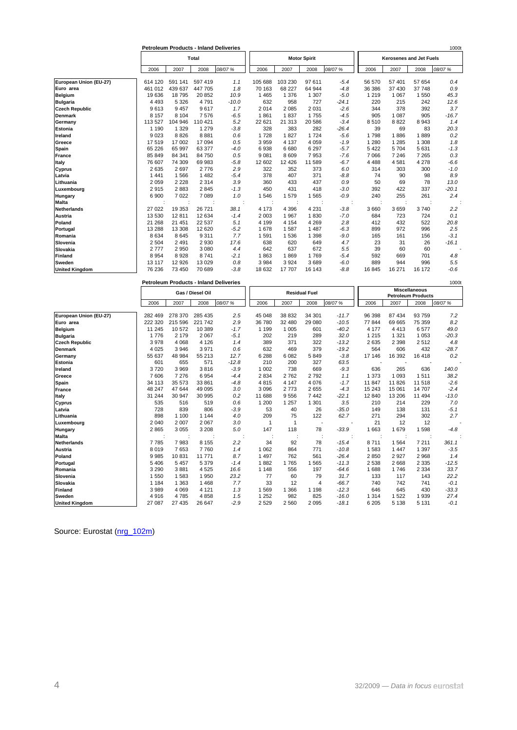**Petroleum Products - Inland Deliveries** 1000t

| | Total | | | | Motor Spirit | | | | Kerosenes and Jet Fuels | | | |
|---|---|---|---|---|---|---|---|---|---|---|---|---|
| | 2006 | 2007 | 2008 | 08/07 % | 2006 | 2007 | 2008 | 08/07 % | 2006 | 2007 | 2008 | 08/07 % |
| **European Union (EU-27)** | 614 120 | 591 141 | 597 419 | 1.1 | 105 688 | 103 230 | 97 611 | -5.4 | 56 570 | 57 401 | 57 654 | 0.4 |
| **Euro area** | 461 012 | 439 637 | 447 705 | 1.8 | 70 163 | 68 227 | 64 944 | -4.8 | 36 386 | 37 430 | 37 748 | 0.9 |
| **Belgium** | 19 636 | 18 795 | 20 852 | 10.9 | 1 465 | 1 376 | 1 307 | -5.0 | 1 219 | 1 067 | 1 550 | 45.3 |
| **Bulgaria** | 4 493 | 5 326 | 4 791 | -10.0 | 632 | 958 | 727 | -24.1 | 220 | 215 | 242 | 12.6 |
| **Czech Republic** | 9 613 | 9 457 | 9 617 | 1.7 | 2 014 | 2 085 | 2 031 | -2.6 | 344 | 378 | 392 | 3.7 |
| **Denmark** | 8 157 | 8 104 | 7 576 | -6.5 | 1 861 | 1 837 | 1 755 | -4.5 | 905 | 1 087 | 905 | -16.7 |
| **Germany** | 113 527 | 104 946 | 110 421 | 5.2 | 22 621 | 21 313 | 20 586 | -3.4 | 8 510 | 8 822 | 8 943 | 1.4 |
| **Estonia** | 1 190 | 1 329 | 1 279 | -3.8 | 328 | 383 | 282 | -26.4 | 39 | 69 | 83 | 20.3 |
| **Ireland** | 9 023 | 8 826 | 8 881 | 0.6 | 1 728 | 1 827 | 1 724 | -5.6 | 1 798 | 1 886 | 1 889 | 0.2 |
| **Greece** | 17 519 | 17 002 | 17 094 | 0.5 | 3 959 | 4 137 | 4 059 | -1.9 | 1 280 | 1 285 | 1 308 | 1.8 |
| **Spain** | 65 226 | 65 997 | 63 377 | -4.0 | 6 938 | 6 680 | 6 297 | -5.7 | 5 422 | 5 704 | 5 631 | -1.3 |
| **France** | 85 849 | 84 341 | 84 750 | 0.5 | 9 081 | 8 609 | 7 953 | -7.6 | 7 066 | 7 246 | 7 265 | 0.3 |
| **Italy** | 76 607 | 74 309 | 69 983 | -5.8 | 12 602 | 12 426 | 11 589 | -6.7 | 4 488 | 4 581 | 4 278 | -6.6 |
| **Cyprus** | 2 635 | 2 697 | 2 776 | 2.9 | 322 | 352 | 373 | 6.0 | 314 | 303 | 300 | -1.0 |
| **Latvia** | 1 441 | 1 566 | 1 482 | -5.4 | 378 | 407 | 371 | -8.8 | 74 | 90 | 98 | 8.9 |
| **Lithuania** | 2 059 | 2 228 | 2 314 | 3.9 | 360 | 433 | 437 | 0.9 | 50 | 69 | 78 | 13.0 |
| **Luxembourg** | 2 915 | 2 883 | 2 845 | -1.3 | 450 | 431 | 418 | -3.0 | 392 | 422 | 337 | -20.1 |
| **Hungary** | 6 900 | 7 022 | 7 089 | 1.0 | 1 546 | 1 579 | 1 565 | -0.9 | 240 | 255 | 261 | 2.4 |
| **Malta** | : | : | : | : | : | : | : | : | : | : | : | : |
| **Netherlands** | 27 022 | 19 353 | 26 721 | 38.1 | 4 173 | 4 396 | 4 231 | -3.8 | 3 660 | 3 659 | 3 740 | 2.2 |
| **Austria** | 13 530 | 12 811 | 12 634 | -1.4 | 2 003 | 1 967 | 1 830 | -7.0 | 684 | 723 | 724 | 0.1 |
| **Poland** | 21 268 | 21 451 | 22 537 | 5.1 | 4 199 | 4 154 | 4 269 | 2.8 | 412 | 432 | 522 | 20.8 |
| **Portugal** | 13 288 | 13 308 | 12 620 | -5.2 | 1 678 | 1 587 | 1 487 | -6.3 | 899 | 972 | 996 | 2.5 |
| **Romania** | 8 634 | 8 645 | 9 311 | 7.7 | 1 591 | 1 536 | 1 398 | -9.0 | 165 | 161 | 156 | -3.1 |
| **Slovenia** | 2 504 | 2 491 | 2 930 | 17.6 | 638 | 620 | 649 | 4.7 | 23 | 31 | 26 | -16.1 |
| **Slovakia** | 2 777 | 2 950 | 3 080 | 4.4 | 642 | 637 | 672 | 5.5 | 39 | 60 | 60 | - |
| **Finland** | 8 954 | 8 928 | 8 741 | -2.1 | 1 863 | 1 869 | 1 769 | -5.4 | 592 | 669 | 701 | 4.8 |
| **Sweden** | 13 117 | 12 926 | 13 029 | 0.8 | 3 984 | 3 924 | 3 689 | -6.0 | 889 | 944 | 996 | 5.5 |
| **United Kingdom** | 76 236 | 73 450 | 70 689 | -3.8 | 18 632 | 17 707 | 16 143 | -8.8 | 16 845 | 16 271 | 16 172 | -0.6 |

**Petroleum Products - Inland Deliveries** 1000t

| | Gas / Diesel Oil | | | | Residual Fuel | | | | Miscellaneous Petroleum Products | | | |
|---|---|---|---|---|---|---|---|---|---|---|---|---|
| | 2006 | 2007 | 2008 | 08/07 % | 2006 | 2007 | 2008 | 08/07 % | 2006 | 2007 | 2008 | 08/07 % |
| **European Union (EU-27)** | 282 469 | 278 370 | 285 435 | 2.5 | 45 048 | 38 832 | 34 301 | -11.7 | 96 398 | 87 434 | 93 759 | 7.2 |
| **Euro area** | 222 320 | 215 596 | 221 742 | 2.9 | 36 780 | 32 480 | 29 080 | -10.5 | 77 844 | 69 665 | 75 359 | 8.2 |
| **Belgium** | 11 245 | 10 572 | 10 389 | -1.7 | 1 199 | 1 005 | 601 | -40.2 | 4 177 | 4 413 | 6 577 | 49.0 |
| **Bulgaria** | 1 776 | 2 179 | 2 067 | -5.1 | 202 | 219 | 289 | 32.0 | 1 215 | 1 321 | 1 053 | -20.3 |
| **Czech Republic** | 3 978 | 4 068 | 4 126 | 1.4 | 389 | 371 | 322 | -13.2 | 2 635 | 2 398 | 2 512 | 4.8 |
| **Denmark** | 4 025 | 3 946 | 3 971 | 0.6 | 632 | 469 | 379 | -19.2 | 564 | 606 | 432 | -28.7 |
| **Germany** | 55 637 | 48 984 | 55 213 | 12.7 | 6 288 | 6 082 | 5 849 | -3.8 | 17 146 | 16 392 | 16 418 | 0.2 |
| **Estonia** | 601 | 655 | 571 | -12.8 | 210 | 200 | 327 | 63.5 | - | - | - | - |
| **Ireland** | 3 720 | 3 969 | 3 816 | -3.9 | 1 002 | 738 | 669 | -9.3 | 636 | 265 | 636 | 140.0 |
| **Greece** | 7 606 | 7 276 | 6 954 | -4.4 | 2 834 | 2 762 | 2 792 | 1.1 | 1 373 | 1 093 | 1 511 | 38.2 |
| **Spain** | 34 113 | 35 573 | 33 861 | -4.8 | 4 815 | 4 147 | 4 076 | -1.7 | 11 847 | 11 826 | 11 518 | -2.6 |
| **France** | 48 247 | 47 644 | 49 095 | 3.0 | 3 096 | 2 773 | 2 655 | -4.3 | 15 243 | 15 061 | 14 707 | -2.4 |
| **Italy** | 31 244 | 30 947 | 30 995 | 0.2 | 11 688 | 9 556 | 7 442 | -22.1 | 12 840 | 13 206 | 11 494 | -13.0 |
| **Cyprus** | 535 | 516 | 519 | 0.6 | 1 200 | 1 257 | 1 301 | 3.5 | 210 | 214 | 229 | 7.0 |
| **Latvia** | 728 | 839 | 806 | -3.9 | 53 | 40 | 26 | -35.0 | 149 | 138 | 131 | -5.1 |
| **Lithuania** | 898 | 1 100 | 1 144 | 4.0 | 209 | 75 | 122 | 62.7 | 271 | 294 | 302 | 2.7 |
| **Luxembourg** | 2 040 | 2 007 | 2 067 | 3.0 | 1 | 1 | - | - | 21 | 12 | 12 | - |
| **Hungary** | 2 865 | 3 055 | 3 208 | 5.0 | 147 | 118 | 78 | -33.9 | 1 663 | 1 679 | 1 598 | -4.8 |
| **Malta** | : | : | : | : | : | : | : | : | : | : | : | : |
| **Netherlands** | 7 785 | 7 983 | 8 155 | 2.2 | 34 | 92 | 78 | -15.4 | 8 711 | 1 564 | 7 211 | 361.1 |
| **Austria** | 8 019 | 7 653 | 7 760 | 1.4 | 1 062 | 864 | 771 | -10.8 | 1 583 | 1 447 | 1 397 | -3.5 |
| **Poland** | 9 985 | 10 831 | 11 771 | 8.7 | 1 497 | 762 | 561 | -26.4 | 2 850 | 2 927 | 2 968 | 1.4 |
| **Portugal** | 5 406 | 5 457 | 5 379 | -1.4 | 1 882 | 1 765 | 1 565 | -11.3 | 2 538 | 2 668 | 2 335 | -12.5 |
| **Romania** | 3 290 | 3 881 | 4 525 | 16.6 | 1 148 | 556 | 197 | -64.6 | 1 688 | 1 746 | 2 334 | 33.7 |
| **Slovenia** | 1 550 | 1 583 | 1 950 | 23.2 | 77 | 60 | 79 | 31.7 | 133 | 117 | 143 | 22.2 |
| **Slovakia** | 1 184 | 1 363 | 1 468 | 7.7 | 33 | 12 | 4 | -66.7 | 740 | 742 | 741 | -0.1 |
| **Finland** | 3 989 | 4 069 | 4 121 | 1.3 | 1 569 | 1 366 | 1 198 | -12.3 | 646 | 645 | 430 | -33.3 |
| **Sweden** | 4 916 | 4 785 | 4 858 | 1.5 | 1 252 | 982 | 825 | -16.0 | 1 314 | 1 522 | 1 939 | 27.4 |
| **United Kingdom** | 27 087 | 27 435 | 26 647 | -2.9 | 2 529 | 2 560 | 2 095 | -18.1 | 6 205 | 5 138 | 5 131 | -0.1 |

Source: Eurostat (nrg_102m)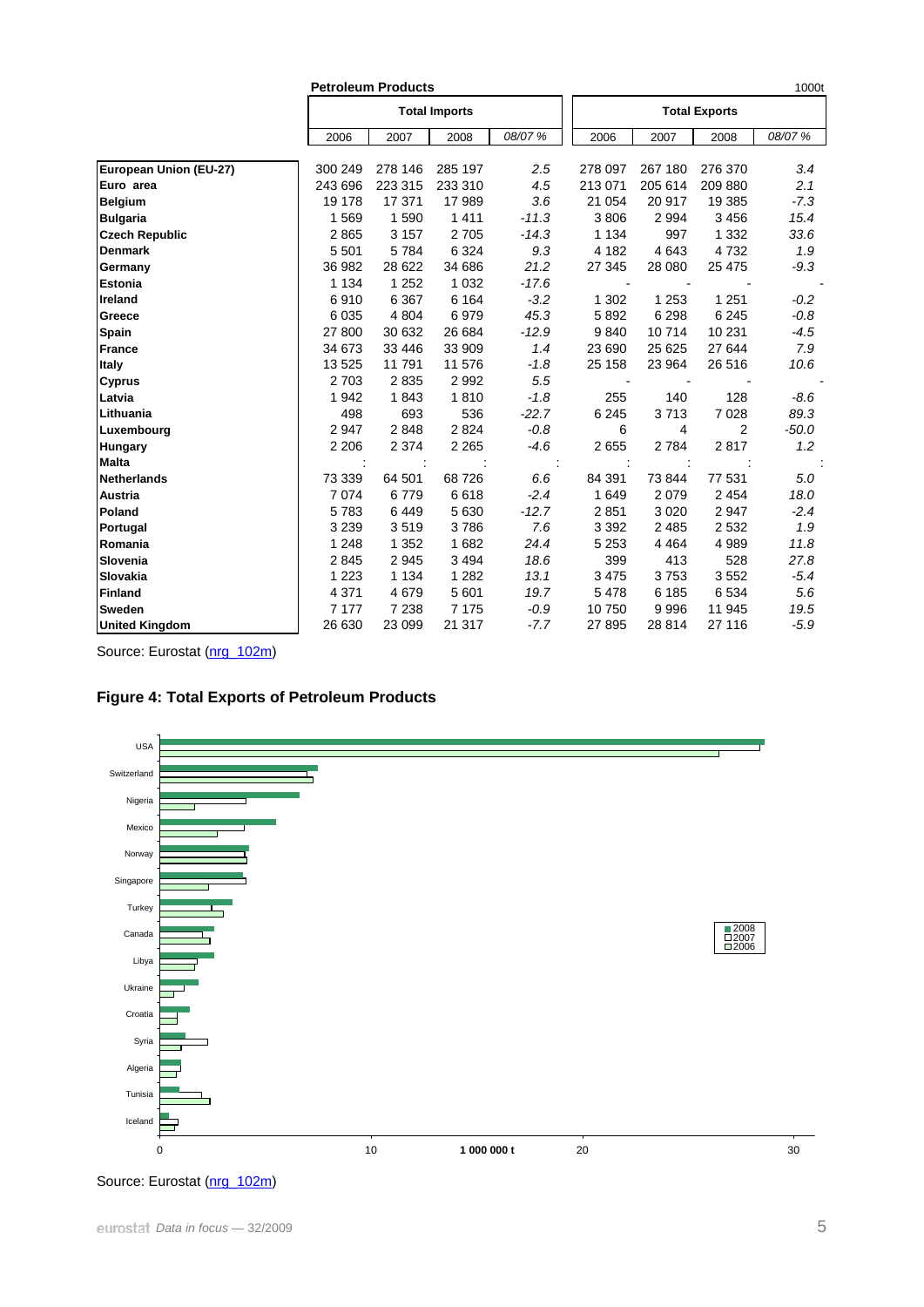| Petroleum Products | Total Imports | | | | Total Exports | | | 1000t |
|---|---|---|---|---|---|---|---|---|
| | 2006 | 2007 | 2008 | *08/07 %* | 2006 | 2007 | 2008 | *08/07 %* |
| **European Union (EU-27)** | 300 249 | 278 146 | 285 197 | *2.5* | 278 097 | 267 180 | 276 370 | *3.4* |
| **Euro area** | 243 696 | 223 315 | 233 310 | *4.5* | 213 071 | 205 614 | 209 880 | *2.1* |
| **Belgium** | 19 178 | 17 371 | 17 989 | *3.6* | 21 054 | 20 917 | 19 385 | *-7.3* |
| **Bulgaria** | 1 569 | 1 590 | 1 411 | *-11.3* | 3 806 | 2 994 | 3 456 | *15.4* |
| **Czech Republic** | 2 865 | 3 157 | 2 705 | *-14.3* | 1 134 | 997 | 1 332 | *33.6* |
| **Denmark** | 5 501 | 5 784 | 6 324 | *9.3* | 4 182 | 4 643 | 4 732 | *1.9* |
| **Germany** | 36 982 | 28 622 | 34 686 | *21.2* | 27 345 | 28 080 | 25 475 | *-9.3* |
| **Estonia** | 1 134 | 1 252 | 1 032 | *-17.6* | - | - | - | - |
| **Ireland** | 6 910 | 6 367 | 6 164 | *-3.2* | 1 302 | 1 253 | 1 251 | *-0.2* |
| **Greece** | 6 035 | 4 804 | 6 979 | *45.3* | 5 892 | 6 298 | 6 245 | *-0.8* |
| **Spain** | 27 800 | 30 632 | 26 684 | *-12.9* | 9 840 | 10 714 | 10 231 | *-4.5* |
| **France** | 34 673 | 33 446 | 33 909 | *1.4* | 23 690 | 25 625 | 27 644 | *7.9* |
| **Italy** | 13 525 | 11 791 | 11 576 | *-1.8* | 25 158 | 23 964 | 26 516 | *10.6* |
| **Cyprus** | 2 703 | 2 835 | 2 992 | *5.5* | - | - | - | - |
| **Latvia** | 1 942 | 1 843 | 1 810 | *-1.8* | 255 | 140 | 128 | *-8.6* |
| **Lithuania** | 498 | 693 | 536 | *-22.7* | 6 245 | 3 713 | 7 028 | *89.3* |
| **Luxembourg** | 2 947 | 2 848 | 2 824 | *-0.8* | 6 | 4 | 2 | *-50.0* |
| **Hungary** | 2 206 | 2 374 | 2 265 | *-4.6* | 2 655 | 2 784 | 2 817 | *1.2* |
| **Malta** | : | : | : | : | : | : | : | : |
| **Netherlands** | 73 339 | 64 501 | 68 726 | *6.6* | 84 391 | 73 844 | 77 531 | *5.0* |
| **Austria** | 7 074 | 6 779 | 6 618 | *-2.4* | 1 649 | 2 079 | 2 454 | *18.0* |
| **Poland** | 5 783 | 6 449 | 5 630 | *-12.7* | 2 851 | 3 020 | 2 947 | *-2.4* |
| **Portugal** | 3 239 | 3 519 | 3 786 | *7.6* | 3 392 | 2 485 | 2 532 | *1.9* |
| **Romania** | 1 248 | 1 352 | 1 682 | *24.4* | 5 253 | 4 464 | 4 989 | *11.8* |
| **Slovenia** | 2 845 | 2 945 | 3 494 | *18.6* | 399 | 413 | 528 | *27.8* |
| **Slovakia** | 1 223 | 1 134 | 1 282 | *13.1* | 3 475 | 3 753 | 3 552 | *-5.4* |
| **Finland** | 4 371 | 4 679 | 5 601 | *19.7* | 5 478 | 6 185 | 6 534 | *5.6* |
| **Sweden** | 7 177 | 7 238 | 7 175 | *-0.9* | 10 750 | 9 996 | 11 945 | *19.5* |
| **United Kingdom** | 26 630 | 23 099 | 21 317 | *-7.7* | 27 895 | 28 814 | 27 116 | *-5.9* |

Source: Eurostat (nrg_102m)

## Figure 4: Total Exports of Petroleum Products

Source: Eurostat (nrg_102m)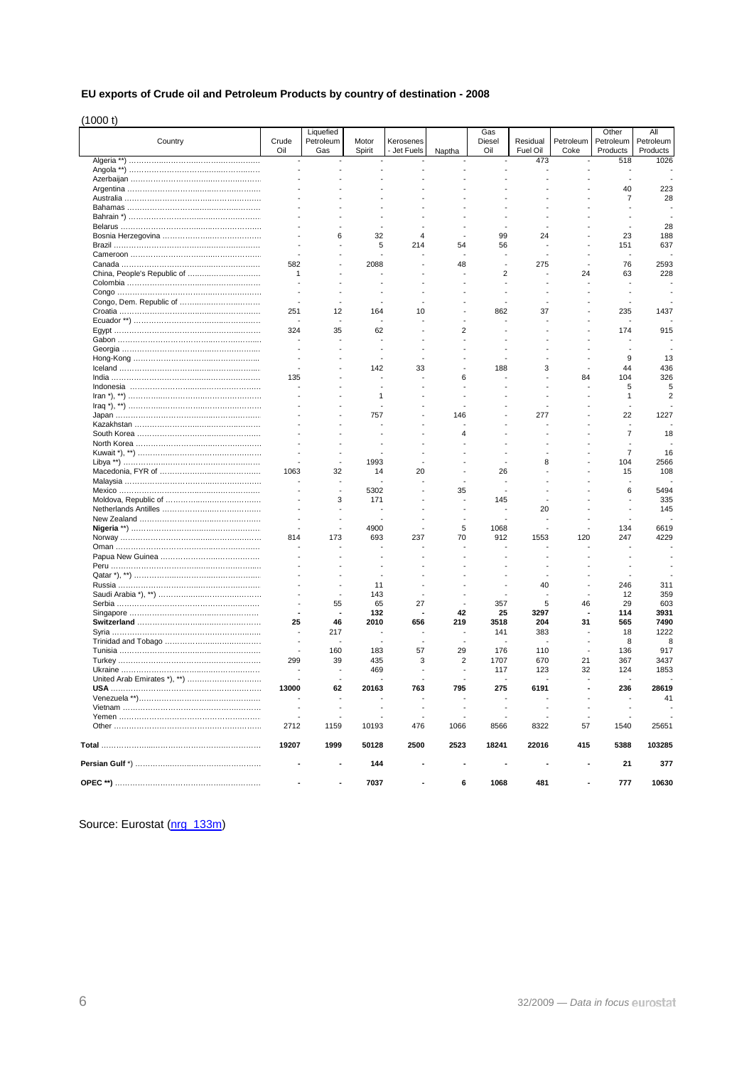## EU exports of Crude oil and Petroleum Products by country of destination - 2008

(1000 t)

| Country | Crude Oil | Liquefied Petroleum Gas | Motor Spirit | Kerosenes - Jet Fuels | Naptha | Gas Diesel Oil | Residual Fuel Oil | Petroleum Coke | Other Petroleum Products | All Petroleum Products |
|---|---|---|---|---|---|---|---|---|---|---|
| Algeria **) | - | - | - | - | - | - | 473 | - | 518 | 1026 |
| Angola **) | - | - | - | - | - | - | - | - | - | - |
| Azerbaijan | - | - | - | - | - | - | - | - | - | - |
| Argentina | - | - | - | - | - | - | - | - | 40 | 223 |
| Australia | - | - | - | - | - | - | - | - | 7 | 28 |
| Bahamas | - | - | - | - | - | - | - | - | - | - |
| Bahrain *) | - | - | - | - | - | - | - | - | - | - |
| Belarus | - | - | - | - | - | - | - | - | - | 28 |
| Bosnia Herzegovina | - | 6 | 32 | 4 | - | 99 | 24 | - | 23 | 188 |
| Brazil | - | - | 5 | 214 | 54 | 56 | - | - | 151 | 637 |
| Cameroon | - | - | - | - | - | - | - | - | - | - |
| Canada | 582 | - | 2088 | - | 48 | - | 275 | - | 76 | 2593 |
| China, People's Republic of | 1 | - | - | - | - | 2 | - | 24 | 63 | 228 |
| Colombia | - | - | - | - | - | - | - | - | - | - |
| Congo | - | - | - | - | - | - | - | - | - | - |
| Congo, Dem. Republic of | - | - | - | - | - | - | - | - | - | - |
| Croatia | 251 | 12 | 164 | 10 | - | 862 | 37 | - | 235 | 1437 |
| Ecuador **) | - | - | - | - | - | - | - | - | - | - |
| Egypt | 324 | 35 | 62 | - | 2 | - | - | - | 174 | 915 |
| Gabon | - | - | - | - | - | - | - | - | - | - |
| Georgia | - | - | - | - | - | - | - | - | - | - |
| Hong-Kong | - | - | - | - | - | - | - | - | 9 | 13 |
| Iceland | - | - | 142 | 33 | - | 188 | 3 | - | 44 | 436 |
| India | 135 | - | - | - | 6 | - | - | 84 | 104 | 326 |
| Indonesia | - | - | - | - | - | - | - | - | 5 | 5 |
| Iran *), **) | - | - | 1 | - | - | - | - | - | 1 | 2 |
| Iraq *), **) | - | - | - | - | - | - | - | - | - | - |
| Japan | - | - | 757 | - | 146 | - | 277 | - | 22 | 1227 |
| Kazakhstan | - | - | - | - | - | - | - | - | - | - |
| South Korea | - | - | - | - | 4 | - | - | - | 7 | 18 |
| North Korea | - | - | - | - | - | - | - | - | - | - |
| Kuwait *), **) | - | - | - | - | - | - | - | - | 7 | 16 |
| Libya **) | - | - | 1993 | - | - | - | 8 | - | 104 | 2566 |
| Macedonia, FYR of | 1063 | 32 | 14 | 20 | - | 26 | - | - | 15 | 108 |
| Malaysia | - | - | - | - | - | - | - | - | - | - |
| Mexico | - | - | 5302 | - | 35 | - | - | - | 6 | 5494 |
| Moldova, Republic of | - | 3 | 171 | - | - | 145 | - | - | - | 335 |
| Netherlands Antilles | - | - | - | - | - | - | 20 | - | - | 145 |
| New Zealand | - | - | - | - | - | - | - | - | - | - |
| **Nigeria** **) | - | - | 4900 | - | 5 | 1068 | - | - | 134 | 6619 |
| Norway | 814 | 173 | 693 | 237 | 70 | 912 | 1553 | 120 | 247 | 4229 |
| Oman | - | - | - | - | - | - | - | - | - | - |
| Papua New Guinea | - | - | - | - | - | - | - | - | - | - |
| Peru | - | - | - | - | - | - | - | - | - | - |
| Qatar *), **) | - | - | - | - | - | - | - | - | - | - |
| Russia | - | - | 11 | - | - | - | 40 | - | 246 | 311 |
| Saudi Arabia *), **) | - | - | 143 | - | - | - | - | - | 12 | 359 |
| Serbia | - | 55 | 65 | 27 | - | 357 | 5 | 46 | 29 | 603 |
| Singapore | - | - | 132 | - | 42 | 25 | 3297 | - | 114 | 3931 |
| **Switzerland** | 25 | 46 | 2010 | 656 | 219 | 3518 | 204 | 31 | 565 | 7490 |
| Syria | - | 217 | - | - | - | 141 | 383 | - | 18 | 1222 |
| Trinidad and Tobago | - | - | - | - | - | - | - | - | 8 | 8 |
| Tunisia | - | 160 | 183 | 57 | 29 | 176 | 110 | - | 136 | 917 |
| Turkey | 299 | 39 | 435 | 3 | 2 | 1707 | 670 | 21 | 367 | 3437 |
| Ukraine | - | - | 469 | - | - | 117 | 123 | 32 | 124 | 1853 |
| United Arab Emirates *), **) | - | - | - | - | - | - | - | - | - | - |
| **USA** | 13000 | 62 | 20163 | 763 | 795 | 275 | 6191 | - | 236 | 28619 |
| Venezuela **) | - | - | - | - | - | - | - | - | - | 41 |
| Vietnam | - | - | - | - | - | - | - | - | - | - |
| Yemen | - | - | - | - | - | - | - | - | - | - |
| Other | 2712 | 1159 | 10193 | 476 | 1066 | 8566 | 8322 | 57 | 1540 | 25651 |
| **Total** | **19207** | **1999** | **50128** | **2500** | **2523** | **18241** | **22016** | **415** | **5388** | **103285** |
| **Persian Gulf** *) | - | - | **144** | - | - | - | - | - | **21** | **377** |
| **OPEC** **) | - | - | **7037** | - | **6** | **1068** | **481** | - | **777** | **10630** |

Source: Eurostat (nrg_133m)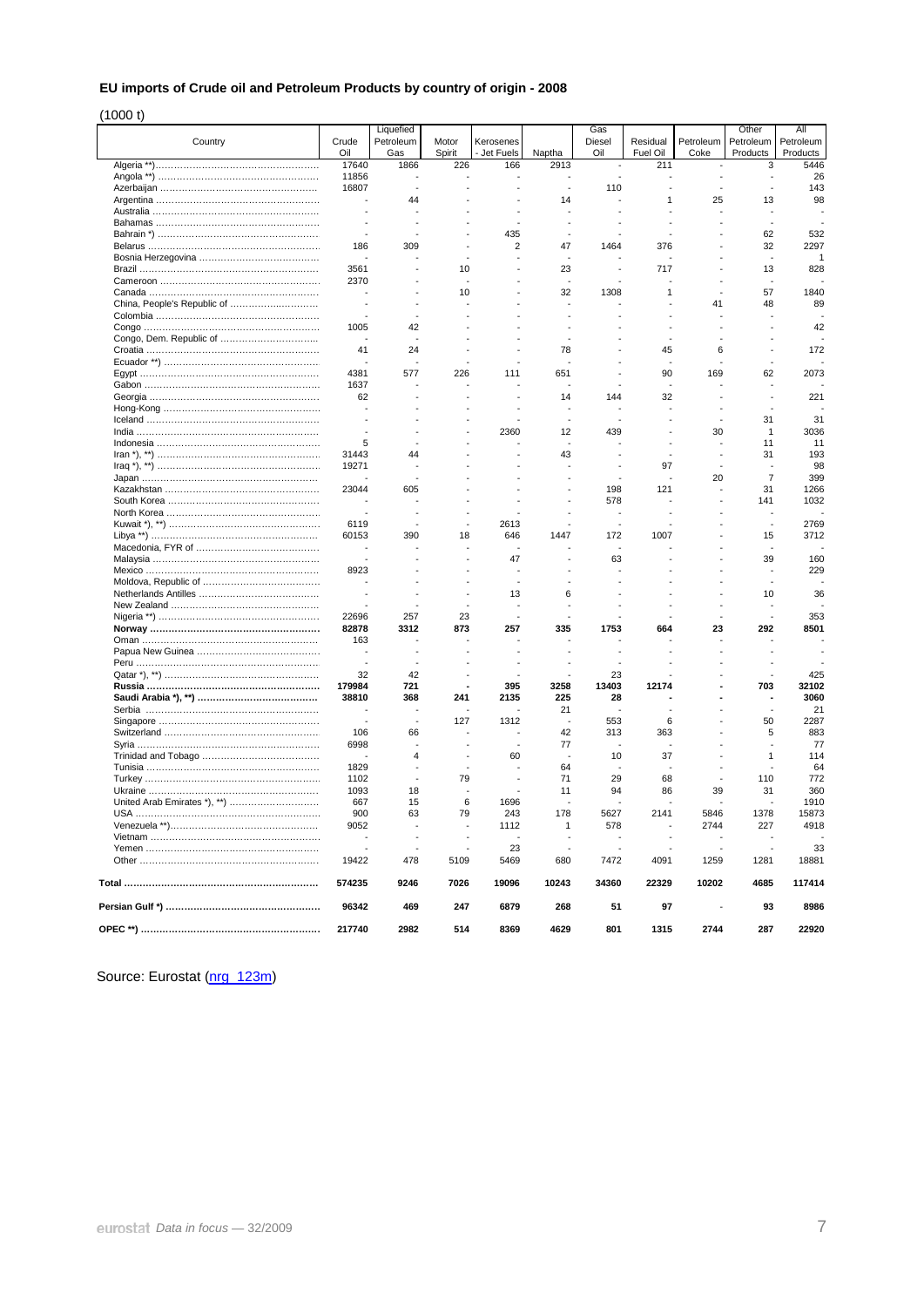## EU imports of Crude oil and Petroleum Products by country of origin - 2008

(1000 t)

| Country | Crude Oil | Liquefied Petroleum Gas | Motor Spirit | Kerosenes - Jet Fuels | Naptha | Gas Diesel Oil | Residual Fuel Oil | Petroleum Coke | Other Petroleum Products | All Petroleum Products |
|---|---|---|---|---|---|---|---|---|---|---|
| Algeria **) | 17640 | 1866 | 226 | 166 | 2913 | - | 211 | - | 3 | 5446 |
| Angola **) | 11856 | - | - | - | - | - | - | - | - | 26 |
| Azerbaijan | 16807 | - | - | - | - | 110 | - | - | - | 143 |
| Argentina | - | 44 | - | - | 14 | - | 1 | 25 | 13 | 98 |
| Australia | - | - | - | - | - | - | - | - | - | - |
| Bahamas | - | - | - | - | - | - | - | - | - | - |
| Bahrain *) | - | - | - | 435 | - | - | - | - | 62 | 532 |
| Belarus | 186 | 309 | - | 2 | 47 | 1464 | 376 | - | 32 | 2297 |
| Bosnia Herzegovina | - | - | - | - | - | - | - | - | - | 1 |
| Brazil | 3561 | - | 10 | - | 23 | - | 717 | - | 13 | 828 |
| Cameroon | 2370 | - | - | - | - | - | - | - | - | - |
| Canada | - | - | 10 | - | 32 | 1308 | 1 | - | 57 | 1840 |
| China, People's Republic of | - | - | - | - | - | - | - | 41 | 48 | 89 |
| Colombia | - | - | - | - | - | - | - | - | - | - |
| Congo | 1005 | 42 | - | - | - | - | - | - | - | 42 |
| Congo, Dem. Republic of | - | - | - | - | - | - | - | - | - | - |
| Croatia | 41 | 24 | - | - | 78 | - | 45 | 6 | - | 172 |
| Ecuador **) | - | - | - | - | - | - | - | - | - | - |
| Egypt | 4381 | 577 | 226 | 111 | 651 | - | 90 | 169 | 62 | 2073 |
| Gabon | 1637 | - | - | - | - | - | - | - | - | - |
| Georgia | 62 | - | - | - | 14 | 144 | 32 | - | - | 221 |
| Hong-Kong | - | - | - | - | - | - | - | - | - | - |
| Iceland | - | - | - | - | - | - | - | - | 31 | 31 |
| India | - | - | - | 2360 | 12 | 439 | - | 30 | 1 | 3036 |
| Indonesia | 5 | - | - | - | - | - | - | - | 11 | 11 |
| Iran *), **) | 31443 | 44 | - | - | 43 | - | - | - | 31 | 193 |
| Iraq *), **) | 19271 | - | - | - | - | - | 97 | - | - | 98 |
| Japan | - | - | - | - | - | - | - | 20 | 7 | 399 |
| Kazakhstan | 23044 | 605 | - | - | - | 198 | 121 | - | 31 | 1266 |
| South Korea | - | - | - | - | - | 578 | - | - | 141 | 1032 |
| North Korea | - | - | - | - | - | - | - | - | - | - |
| Kuwait *), **) | 6119 | - | - | 2613 | - | - | - | - | - | 2769 |
| Libya **) | 60153 | 390 | 18 | 646 | 1447 | 172 | 1007 | - | 15 | 3712 |
| Macedonia, FYR of | - | - | - | - | - | - | - | - | - | - |
| Malaysia | - | - | - | 47 | - | 63 | - | - | 39 | 160 |
| Mexico | 8923 | - | - | - | - | - | - | - | - | 229 |
| Moldova, Republic of | - | - | - | - | - | - | - | - | - | - |
| Netherlands Antilles | - | - | - | 13 | 6 | - | - | - | 10 | 36 |
| New Zealand | - | - | - | - | - | - | - | - | - | - |
| Nigeria **) | 22696 | 257 | 23 | - | - | - | - | - | - | 353 |
| **Norway** | **82878** | **3312** | **873** | **257** | **335** | **1753** | **664** | **23** | **292** | **8501** |
| Oman | 163 | - | - | - | - | - | - | - | - | - |
| Papua New Guinea | - | - | - | - | - | - | - | - | - | - |
| Peru | - | - | - | - | - | - | - | - | - | - |
| Qatar *), **) | 32 | 42 | - | - | - | 23 | - | - | - | 425 |
| **Russia** | **179984** | **721** | **-** | **395** | **3258** | **13403** | **12174** | **-** | **703** | **32102** |
| **Saudi Arabia *), **)** | **38810** | **368** | **241** | **2135** | **225** | **28** | **-** | **-** | **-** | **3060** |
| Serbia | - | - | - | - | 21 | - | - | - | - | 21 |
| Singapore | - | - | 127 | 1312 | - | 553 | 6 | - | 50 | 2287 |
| Switzerland | 106 | 66 | - | - | 42 | 313 | 363 | - | 5 | 883 |
| Syria | 6998 | - | - | - | 77 | - | - | - | - | 77 |
| Trinidad and Tobago | - | 4 | - | 60 | - | 10 | 37 | - | 1 | 114 |
| Tunisia | 1829 | - | - | - | 64 | - | - | - | - | 64 |
| Turkey | 1102 | - | 79 | - | 71 | 29 | 68 | - | 110 | 772 |
| Ukraine | 1093 | 18 | - | - | 11 | 94 | 86 | 39 | 31 | 360 |
| United Arab Emirates *), **) | 667 | 15 | 6 | 1696 | - | - | - | - | - | 1910 |
| USA | 900 | 63 | 79 | 243 | 178 | 5627 | 2141 | 5846 | 1378 | 15873 |
| Venezuela **) | 9052 | - | - | 1112 | 1 | 578 | - | 2744 | 227 | 4918 |
| Vietnam | - | - | - | - | - | - | - | - | - | - |
| Yemen | - | - | - | 23 | - | - | - | - | - | 33 |
| Other | 19422 | 478 | 5109 | 5469 | 680 | 7472 | 4091 | 1259 | 1281 | 18881 |
| **Total** | **574235** | **9246** | **7026** | **19096** | **10243** | **34360** | **22329** | **10202** | **4685** | **117414** |
| **Persian Gulf *)** | **96342** | **469** | **247** | **6879** | **268** | **51** | **97** | **-** | **93** | **8986** |
| **OPEC **)** | **217740** | **2982** | **514** | **8369** | **4629** | **801** | **1315** | **2744** | **287** | **22920** |

Source: Eurostat (nrg_123m)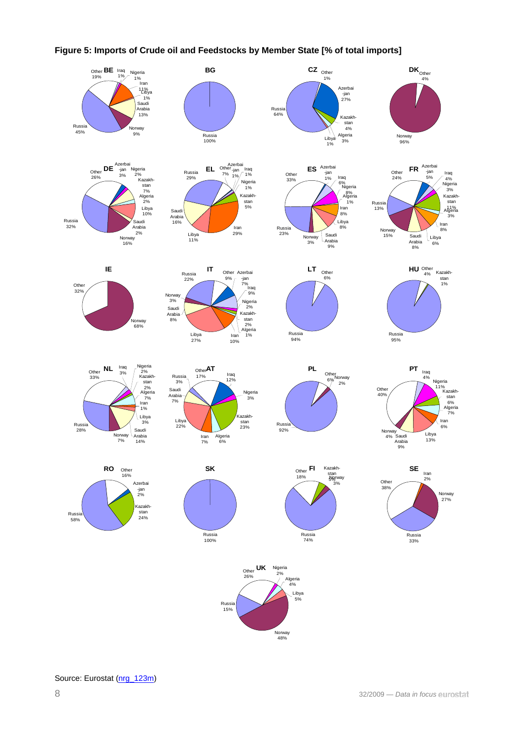**Figure 5: Imports of Crude oil and Feedstocks by Member State [% of total imports]**

**BE**: Russia 45%, Other 19%, Saudi Arabia 13%, Iran 11%, Norway 9%, Iraq 1%, Nigeria 1%, Libya 1%

**BG**: Russia 100%

**CZ**: Russia 64%, Azerbaijan 27%, Kazakhstan 4%, Algeria 3%, Libya 1%, Other 1%

**DK**: Norway 96%, Other 4%

**DE**: Russia 32%, Other 26%, Norway 16%, Libya 10%, Kazakhstan 7%, Azerbaijan 3%, Nigeria 2%, Algeria 2%, Saudi Arabia 2%

**EL**: Russia 29%, Iran 29%, Saudi Arabia 16%, Libya 11%, Other 7%, Kazakhstan 5%, Azerbaijan 1%, Iraq 1%, Nigeria 1%

**ES**: Other 33%, Russia 23%, Saudi Arabia 9%, Iran 8%, Libya 8%, Nigeria 8%, Iraq 6%, Norway 3%, Azerbaijan 1%, Algeria 1%

**FR**: Other 24%, Norway 15%, Russia 13%, Kazakhstan 11%, Saudi Arabia 8%, Iran 8%, Libya 6%, Azerbaijan 5%, Iraq 4%, Nigeria 3%, Algeria 3%

**IE**: Norway 68%, Other 32%

**IT**: Libya 27%, Russia 22%, Iran 10%, Other 9%, Iraq 9%, Saudi Arabia 8%, Azerbaijan 7%, Norway 3%, Nigeria 2%, Kazakhstan 2%, Algeria 1%

**LT**: Russia 94%, Other 6%

**HU**: Russia 95%, Other 4%, Kazakhstan 1%

**NL**: Other 33%, Russia 28%, Saudi Arabia 14%, Algeria 7%, Norway 7%, Iraq 3%, Libya 3%, Nigeria 2%, Kazakhstan 2%, Iran 1%

**AT**: Kazakhstan 23%, Libya 22%, Other 17%, Iraq 12%, Saudi Arabia 7%, Iran 7%, Algeria 6%, Nigeria 3%, Russia 3%

**PL**: Russia 92%, Other 6%, Norway 2%

**PT**: Other 40%, Libya 13%, Nigeria 11%, Saudi Arabia 9%, Algeria 7%, Kazakhstan 6%, Iran 6%, Iraq 4%, Norway 4%

**RO**: Russia 58%, Kazakhstan 24%, Other 16%, Azerbaijan 2%

**SK**: Russia 100%

**FI**: Russia 74%, Other 18%, Kazakhstan 5%, Norway 3%

**SE**: Other 38%, Russia 33%, Norway 27%, Iran 2%

**UK**: Norway 48%, Other 26%, Russia 15%, Libya 5%, Algeria 4%, Nigeria 2%

Source: Eurostat (nrg_123m)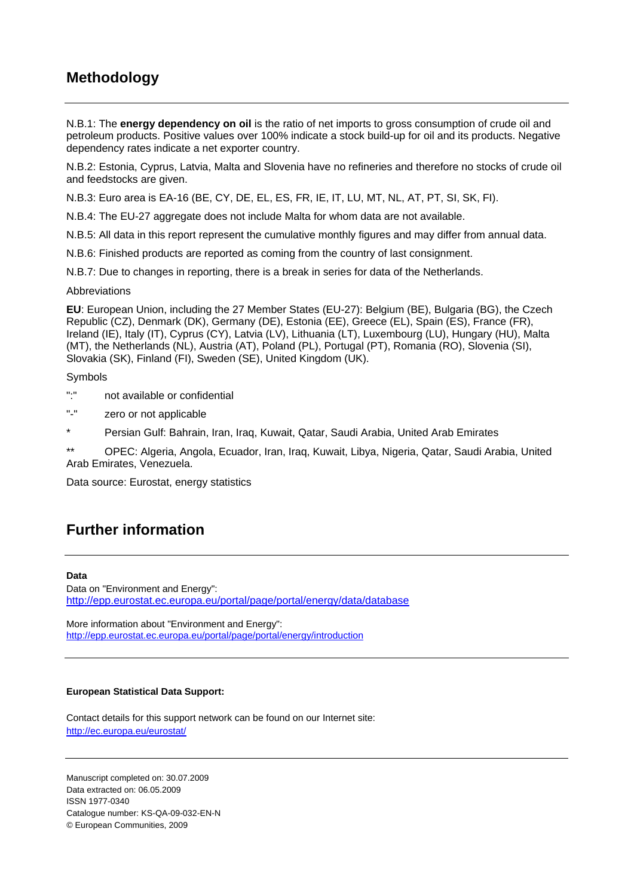## Methodology

N.B.1: The **energy dependency on oil** is the ratio of net imports to gross consumption of crude oil and petroleum products. Positive values over 100% indicate a stock build-up for oil and its products. Negative dependency rates indicate a net exporter country.

N.B.2: Estonia, Cyprus, Latvia, Malta and Slovenia have no refineries and therefore no stocks of crude oil and feedstocks are given.

N.B.3: Euro area is EA-16 (BE, CY, DE, EL, ES, FR, IE, IT, LU, MT, NL, AT, PT, SI, SK, FI).

N.B.4: The EU-27 aggregate does not include Malta for whom data are not available.

N.B.5: All data in this report represent the cumulative monthly figures and may differ from annual data.

N.B.6: Finished products are reported as coming from the country of last consignment.

N.B.7: Due to changes in reporting, there is a break in series for data of the Netherlands.

Abbreviations

**EU**: European Union, including the 27 Member States (EU-27): Belgium (BE), Bulgaria (BG), the Czech Republic (CZ), Denmark (DK), Germany (DE), Estonia (EE), Greece (EL), Spain (ES), France (FR), Ireland (IE), Italy (IT), Cyprus (CY), Latvia (LV), Lithuania (LT), Luxembourg (LU), Hungary (HU), Malta (MT), the Netherlands (NL), Austria (AT), Poland (PL), Portugal (PT), Romania (RO), Slovenia (SI), Slovakia (SK), Finland (FI), Sweden (SE), United Kingdom (UK).

Symbols

":" not available or confidential

"-" zero or not applicable

* Persian Gulf: Bahrain, Iran, Iraq, Kuwait, Qatar, Saudi Arabia, United Arab Emirates

** OPEC: Algeria, Angola, Ecuador, Iran, Iraq, Kuwait, Libya, Nigeria, Qatar, Saudi Arabia, United Arab Emirates, Venezuela.

Data source: Eurostat, energy statistics

## Further information

**Data**

Data on "Environment and Energy":
http://epp.eurostat.ec.europa.eu/portal/page/portal/energy/data/database

More information about "Environment and Energy":
http://epp.eurostat.ec.europa.eu/portal/page/portal/energy/introduction

**European Statistical Data Support:**

Contact details for this support network can be found on our Internet site:
http://ec.europa.eu/eurostat/

Manuscript completed on: 30.07.2009
Data extracted on: 06.05.2009
ISSN 1977-0340
Catalogue number: KS-QA-09-032-EN-N
© European Communities, 2009